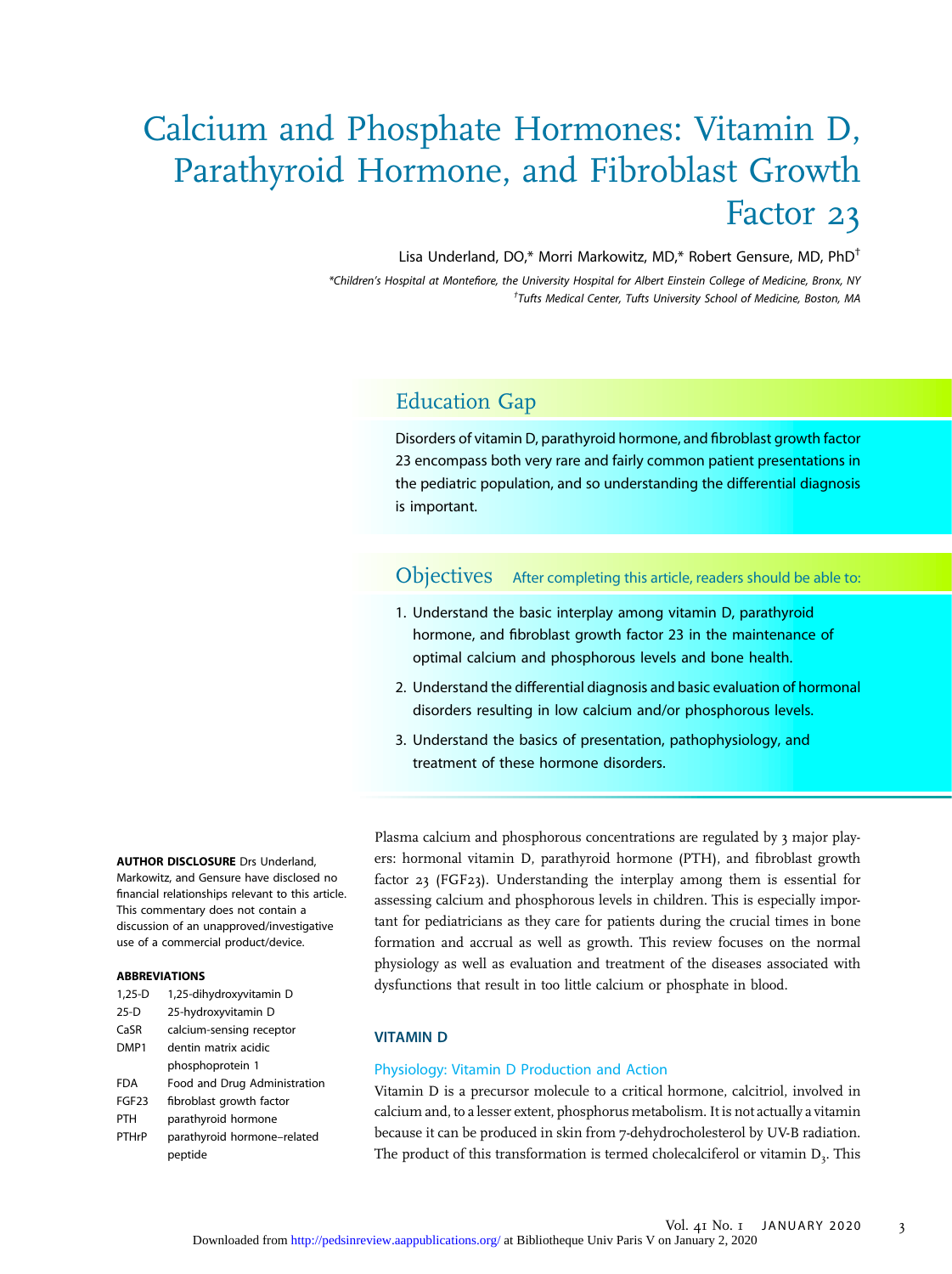# Calcium and Phosphate Hormones: Vitamin D, Parathyroid Hormone, and Fibroblast Growth Factor 23

Lisa Underland, DO,* Morri Markowitz, MD,* Robert Gensure, MD, PhD[†]

*Children's Hospital at Montefiore, the University Hospital for Albert Einstein College of Medicine, Bronx, NY
[†]Tufts Medical Center, Tufts University School of Medicine, Boston, MA

## Education Gap

Disorders of vitamin D, parathyroid hormone, and fibroblast growth factor 23 encompass both very rare and fairly common patient presentations in the pediatric population, and so understanding the differential diagnosis is important.

## Objectives

After completing this article, readers should be able to:

1. Understand the basic interplay among vitamin D, parathyroid hormone, and fibroblast growth factor 23 in the maintenance of optimal calcium and phosphorous levels and bone health.
2. Understand the differential diagnosis and basic evaluation of hormonal disorders resulting in low calcium and/or phosphorous levels.
3. Understand the basics of presentation, pathophysiology, and treatment of these hormone disorders.

**AUTHOR DISCLOSURE** Drs Underland, Markowitz, and Gensure have disclosed no financial relationships relevant to this article. This commentary does not contain a discussion of an unapproved/investigative use of a commercial product/device.

**ABBREVIATIONS**

| | |
|---|---|
| 1,25-D | 1,25-dihydroxyvitamin D |
| 25-D | 25-hydroxyvitamin D |
| CaSR | calcium-sensing receptor |
| DMP1 | dentin matrix acidic phosphoprotein 1 |
| FDA | Food and Drug Administration |
| FGF23 | fibroblast growth factor |
| PTH | parathyroid hormone |
| PTHrP | parathyroid hormone–related peptide |

Plasma calcium and phosphorous concentrations are regulated by 3 major players: hormonal vitamin D, parathyroid hormone (PTH), and fibroblast growth factor 23 (FGF23). Understanding the interplay among them is essential for assessing calcium and phosphorous levels in children. This is especially important for pediatricians as they care for patients during the crucial times in bone formation and accrual as well as growth. This review focuses on the normal physiology as well as evaluation and treatment of the diseases associated with dysfunctions that result in too little calcium or phosphate in blood.

## VITAMIN D

### Physiology: Vitamin D Production and Action

Vitamin D is a precursor molecule to a critical hormone, calcitriol, involved in calcium and, to a lesser extent, phosphorus metabolism. It is not actually a vitamin because it can be produced in skin from 7-dehydrocholesterol by UV-B radiation. The product of this transformation is termed cholecalciferol or vitamin $D_3$. This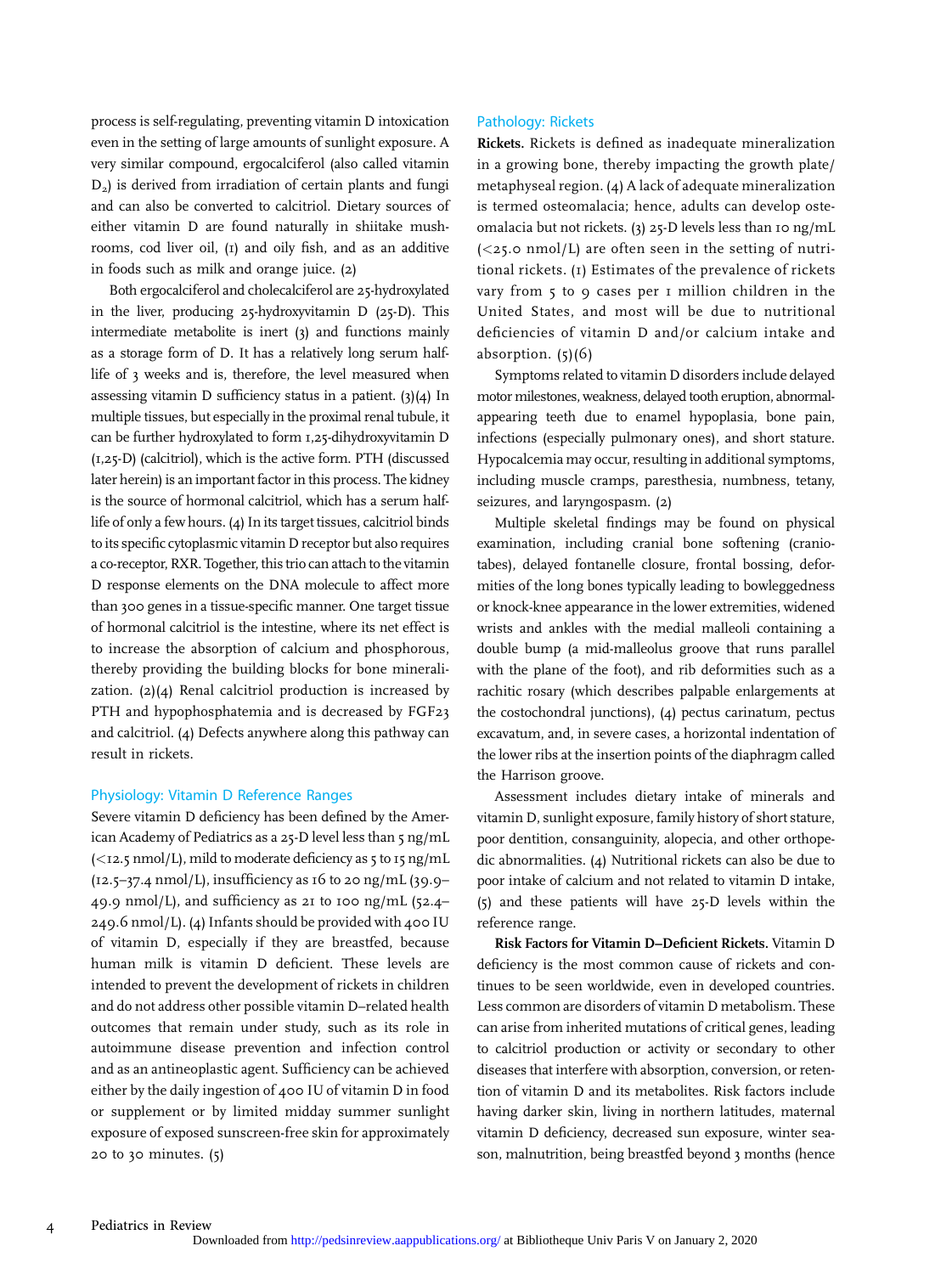process is self-regulating, preventing vitamin D intoxication even in the setting of large amounts of sunlight exposure. A very similar compound, ergocalciferol (also called vitamin $D_2$) is derived from irradiation of certain plants and fungi and can also be converted to calcitriol. Dietary sources of either vitamin D are found naturally in shiitake mushrooms, cod liver oil, (1) and oily fish, and as an additive in foods such as milk and orange juice. (2)

Both ergocalciferol and cholecalciferol are 25-hydroxylated in the liver, producing 25-hydroxyvitamin D (25-D). This intermediate metabolite is inert (3) and functions mainly as a storage form of D. It has a relatively long serum half-life of 3 weeks and is, therefore, the level measured when assessing vitamin D sufficiency status in a patient. (3)(4) In multiple tissues, but especially in the proximal renal tubule, it can be further hydroxylated to form 1,25-dihydroxyvitamin D (1,25-D) (calcitriol), which is the active form. PTH (discussed later herein) is an important factor in this process. The kidney is the source of hormonal calcitriol, which has a serum half-life of only a few hours. (4) In its target tissues, calcitriol binds to its specific cytoplasmic vitamin D receptor but also requires a co-receptor, RXR. Together, this trio can attach to the vitamin D response elements on the DNA molecule to affect more than 300 genes in a tissue-specific manner. One target tissue of hormonal calcitriol is the intestine, where its net effect is to increase the absorption of calcium and phosphorous, thereby providing the building blocks for bone mineralization. (2)(4) Renal calcitriol production is increased by PTH and hypophosphatemia and is decreased by FGF23 and calcitriol. (4) Defects anywhere along this pathway can result in rickets.

## Physiology: Vitamin D Reference Ranges

Severe vitamin D deficiency has been defined by the American Academy of Pediatrics as a 25-D level less than 5 ng/mL (<12.5 nmol/L), mild to moderate deficiency as 5 to 15 ng/mL (12.5–37.4 nmol/L), insufficiency as 16 to 20 ng/mL (39.9–49.9 nmol/L), and sufficiency as 21 to 100 ng/mL (52.4–249.6 nmol/L). (4) Infants should be provided with 400 IU of vitamin D, especially if they are breastfed, because human milk is vitamin D deficient. These levels are intended to prevent the development of rickets in children and do not address other possible vitamin D–related health outcomes that remain under study, such as its role in autoimmune disease prevention and infection control and as an antineoplastic agent. Sufficiency can be achieved either by the daily ingestion of 400 IU of vitamin D in food or supplement or by limited midday summer sunlight exposure of exposed sunscreen-free skin for approximately 20 to 30 minutes. (5)

## Pathology: Rickets

**Rickets.** Rickets is defined as inadequate mineralization in a growing bone, thereby impacting the growth plate/metaphyseal region. (4) A lack of adequate mineralization is termed osteomalacia; hence, adults can develop osteomalacia but not rickets. (3) 25-D levels less than 10 ng/mL (<25.0 nmol/L) are often seen in the setting of nutritional rickets. (1) Estimates of the prevalence of rickets vary from 5 to 9 cases per 1 million children in the United States, and most will be due to nutritional deficiencies of vitamin D and/or calcium intake and absorption. (5)(6)

Symptoms related to vitamin D disorders include delayed motor milestones, weakness, delayed tooth eruption, abnormal-appearing teeth due to enamel hypoplasia, bone pain, infections (especially pulmonary ones), and short stature. Hypocalcemia may occur, resulting in additional symptoms, including muscle cramps, paresthesia, numbness, tetany, seizures, and laryngospasm. (2)

Multiple skeletal findings may be found on physical examination, including cranial bone softening (craniotabes), delayed fontanelle closure, frontal bossing, deformities of the long bones typically leading to bowleggedness or knock-knee appearance in the lower extremities, widened wrists and ankles with the medial malleoli containing a double bump (a mid-malleolus groove that runs parallel with the plane of the foot), and rib deformities such as a rachitic rosary (which describes palpable enlargements at the costochondral junctions), (4) pectus carinatum, pectus excavatum, and, in severe cases, a horizontal indentation of the lower ribs at the insertion points of the diaphragm called the Harrison groove.

Assessment includes dietary intake of minerals and vitamin D, sunlight exposure, family history of short stature, poor dentition, consanguinity, alopecia, and other orthopedic abnormalities. (4) Nutritional rickets can also be due to poor intake of calcium and not related to vitamin D intake, (5) and these patients will have 25-D levels within the reference range.

**Risk Factors for Vitamin D–Deficient Rickets.** Vitamin D deficiency is the most common cause of rickets and continues to be seen worldwide, even in developed countries. Less common are disorders of vitamin D metabolism. These can arise from inherited mutations of critical genes, leading to calcitriol production or activity or secondary to other diseases that interfere with absorption, conversion, or retention of vitamin D and its metabolites. Risk factors include having darker skin, living in northern latitudes, maternal vitamin D deficiency, decreased sun exposure, winter season, malnutrition, being breastfed beyond 3 months (hence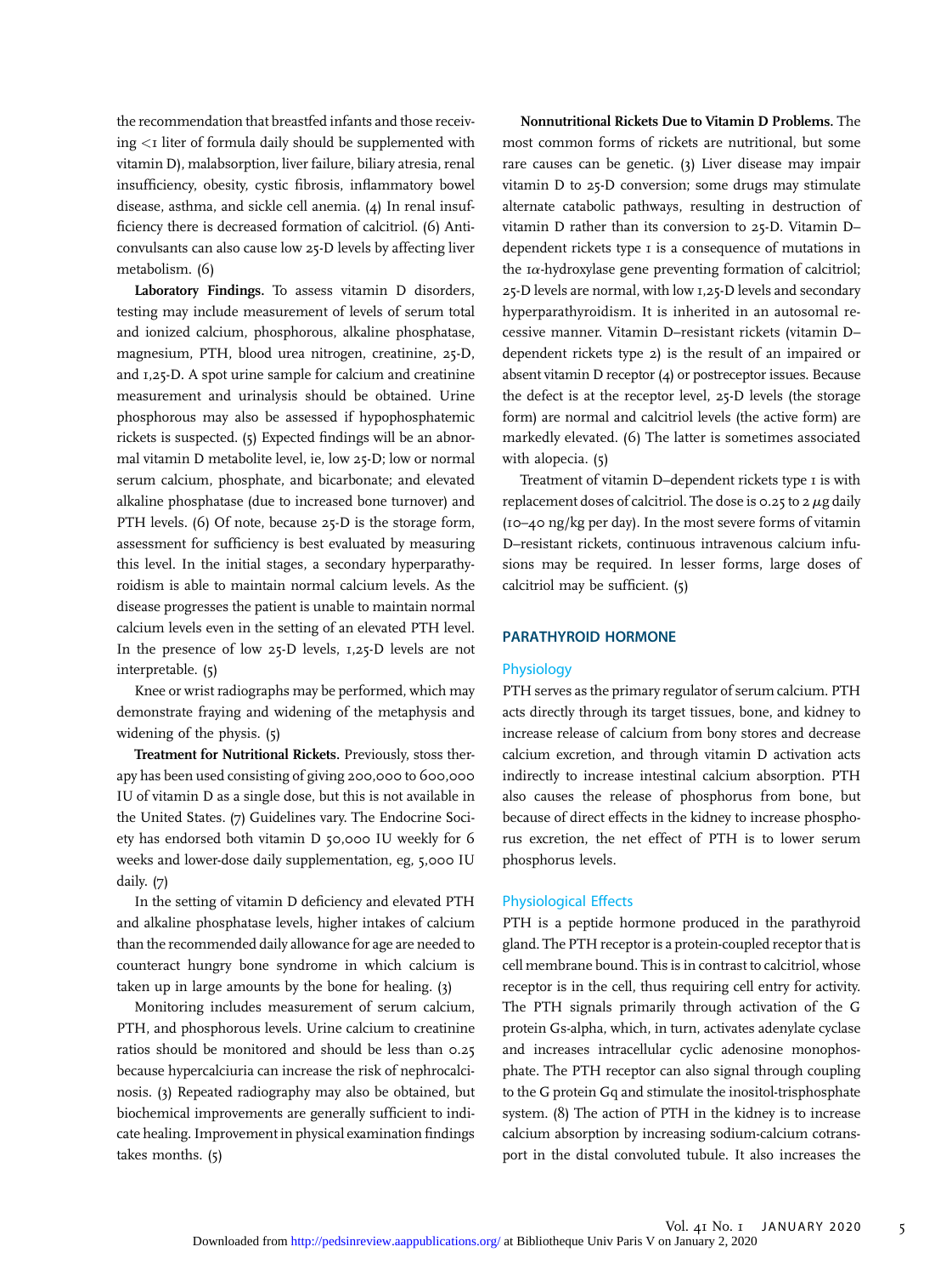the recommendation that breastfed infants and those receiving <1 liter of formula daily should be supplemented with vitamin D), malabsorption, liver failure, biliary atresia, renal insufficiency, obesity, cystic fibrosis, inflammatory bowel disease, asthma, and sickle cell anemia. (4) In renal insufficiency there is decreased formation of calcitriol. (6) Anticonvulsants can also cause low 25-D levels by affecting liver metabolism. (6)

**Laboratory Findings.** To assess vitamin D disorders, testing may include measurement of levels of serum total and ionized calcium, phosphorous, alkaline phosphatase, magnesium, PTH, blood urea nitrogen, creatinine, 25-D, and 1,25-D. A spot urine sample for calcium and creatinine measurement and urinalysis should be obtained. Urine phosphorous may also be assessed if hypophosphatemic rickets is suspected. (5) Expected findings will be an abnormal vitamin D metabolite level, ie, low 25-D; low or normal serum calcium, phosphate, and bicarbonate; and elevated alkaline phosphatase (due to increased bone turnover) and PTH levels. (6) Of note, because 25-D is the storage form, assessment for sufficiency is best evaluated by measuring this level. In the initial stages, a secondary hyperparathyroidism is able to maintain normal calcium levels. As the disease progresses the patient is unable to maintain normal calcium levels even in the setting of an elevated PTH level. In the presence of low 25-D levels, 1,25-D levels are not interpretable. (5)

Knee or wrist radiographs may be performed, which may demonstrate fraying and widening of the metaphysis and widening of the physis. (5)

**Treatment for Nutritional Rickets.** Previously, stoss therapy has been used consisting of giving 200,000 to 600,000 IU of vitamin D as a single dose, but this is not available in the United States. (7) Guidelines vary. The Endocrine Society has endorsed both vitamin D 50,000 IU weekly for 6 weeks and lower-dose daily supplementation, eg, 5,000 IU daily. (7)

In the setting of vitamin D deficiency and elevated PTH and alkaline phosphatase levels, higher intakes of calcium than the recommended daily allowance for age are needed to counteract hungry bone syndrome in which calcium is taken up in large amounts by the bone for healing. (3)

Monitoring includes measurement of serum calcium, PTH, and phosphorous levels. Urine calcium to creatinine ratios should be monitored and should be less than 0.25 because hypercalciuria can increase the risk of nephrocalcinosis. (3) Repeated radiography may also be obtained, but biochemical improvements are generally sufficient to indicate healing. Improvement in physical examination findings takes months. (5)

**Nonnutritional Rickets Due to Vitamin D Problems.** The most common forms of rickets are nutritional, but some rare causes can be genetic. (3) Liver disease may impair vitamin D to 25-D conversion; some drugs may stimulate alternate catabolic pathways, resulting in destruction of vitamin D rather than its conversion to 25-D. Vitamin D–dependent rickets type 1 is a consequence of mutations in the 1$\alpha$-hydroxylase gene preventing formation of calcitriol; 25-D levels are normal, with low 1,25-D levels and secondary hyperparathyroidism. It is inherited in an autosomal recessive manner. Vitamin D–resistant rickets (vitamin D–dependent rickets type 2) is the result of an impaired or absent vitamin D receptor (4) or postreceptor issues. Because the defect is at the receptor level, 25-D levels (the storage form) are normal and calcitriol levels (the active form) are markedly elevated. (6) The latter is sometimes associated with alopecia. (5)

Treatment of vitamin D–dependent rickets type 1 is with replacement doses of calcitriol. The dose is 0.25 to 2 $\mu$g daily (10–40 ng/kg per day). In the most severe forms of vitamin D–resistant rickets, continuous intravenous calcium infusions may be required. In lesser forms, large doses of calcitriol may be sufficient. (5)

## PARATHYROID HORMONE

### Physiology

PTH serves as the primary regulator of serum calcium. PTH acts directly through its target tissues, bone, and kidney to increase release of calcium from bony stores and decrease calcium excretion, and through vitamin D activation acts indirectly to increase intestinal calcium absorption. PTH also causes the release of phosphorus from bone, but because of direct effects in the kidney to increase phosphorus excretion, the net effect of PTH is to lower serum phosphorus levels.

### Physiological Effects

PTH is a peptide hormone produced in the parathyroid gland. The PTH receptor is a protein-coupled receptor that is cell membrane bound. This is in contrast to calcitriol, whose receptor is in the cell, thus requiring cell entry for activity. The PTH signals primarily through activation of the G protein Gs-alpha, which, in turn, activates adenylate cyclase and increases intracellular cyclic adenosine monophosphate. The PTH receptor can also signal through coupling to the G protein Gq and stimulate the inositol-trisphosphate system. (8) The action of PTH in the kidney is to increase calcium absorption by increasing sodium-calcium cotransport in the distal convoluted tubule. It also increases the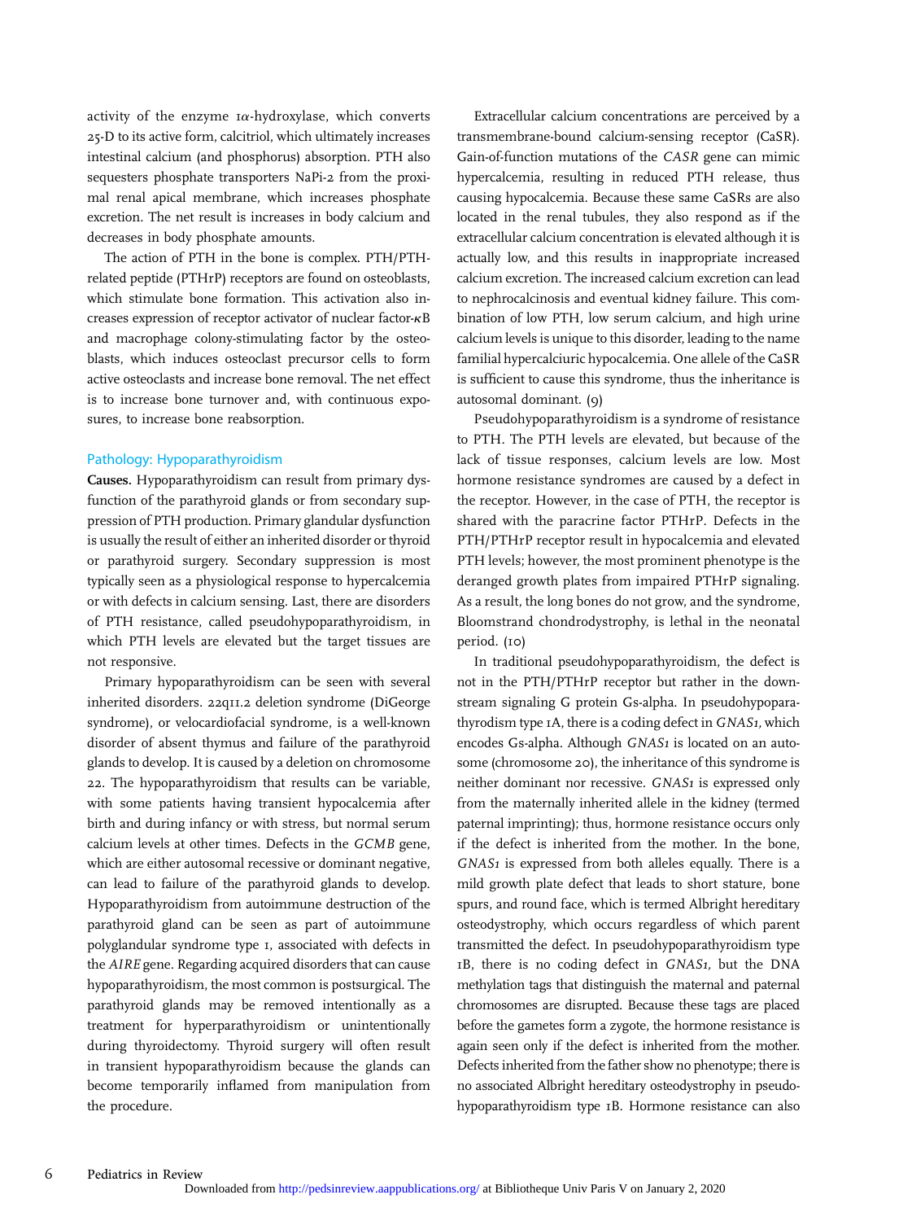activity of the enzyme 1α-hydroxylase, which converts 25-D to its active form, calcitriol, which ultimately increases intestinal calcium (and phosphorus) absorption. PTH also sequesters phosphate transporters NaPi-2 from the proximal renal apical membrane, which increases phosphate excretion. The net result is increases in body calcium and decreases in body phosphate amounts.

The action of PTH in the bone is complex. PTH/PTH-related peptide (PTHrP) receptors are found on osteoblasts, which stimulate bone formation. This activation also increases expression of receptor activator of nuclear factor-κB and macrophage colony-stimulating factor by the osteoblasts, which induces osteoclast precursor cells to form active osteoclasts and increase bone removal. The net effect is to increase bone turnover and, with continuous exposures, to increase bone reabsorption.

## Pathology: Hypoparathyroidism

**Causes.** Hypoparathyroidism can result from primary dysfunction of the parathyroid glands or from secondary suppression of PTH production. Primary glandular dysfunction is usually the result of either an inherited disorder or thyroid or parathyroid surgery. Secondary suppression is most typically seen as a physiological response to hypercalcemia or with defects in calcium sensing. Last, there are disorders of PTH resistance, called pseudohypoparathyroidism, in which PTH levels are elevated but the target tissues are not responsive.

Primary hypoparathyroidism can be seen with several inherited disorders. 22q11.2 deletion syndrome (DiGeorge syndrome), or velocardiofacial syndrome, is a well-known disorder of absent thymus and failure of the parathyroid glands to develop. It is caused by a deletion on chromosome 22. The hypoparathyroidism that results can be variable, with some patients having transient hypocalcemia after birth and during infancy or with stress, but normal serum calcium levels at other times. Defects in the *GCMB* gene, which are either autosomal recessive or dominant negative, can lead to failure of the parathyroid glands to develop. Hypoparathyroidism from autoimmune destruction of the parathyroid gland can be seen as part of autoimmune polyglandular syndrome type 1, associated with defects in the *AIRE* gene. Regarding acquired disorders that can cause hypoparathyroidism, the most common is postsurgical. The parathyroid glands may be removed intentionally as a treatment for hyperparathyroidism or unintentionally during thyroidectomy. Thyroid surgery will often result in transient hypoparathyroidism because the glands can become temporarily inflamed from manipulation from the procedure.

Extracellular calcium concentrations are perceived by a transmembrane-bound calcium-sensing receptor (CaSR). Gain-of-function mutations of the *CASR* gene can mimic hypercalcemia, resulting in reduced PTH release, thus causing hypocalcemia. Because these same CaSRs are also located in the renal tubules, they also respond as if the extracellular calcium concentration is elevated although it is actually low, and this results in inappropriate increased calcium excretion. The increased calcium excretion can lead to nephrocalcinosis and eventual kidney failure. This combination of low PTH, low serum calcium, and high urine calcium levels is unique to this disorder, leading to the name familial hypercalciuric hypocalcemia. One allele of the CaSR is sufficient to cause this syndrome, thus the inheritance is autosomal dominant. (9)

Pseudohypoparathyroidism is a syndrome of resistance to PTH. The PTH levels are elevated, but because of the lack of tissue responses, calcium levels are low. Most hormone resistance syndromes are caused by a defect in the receptor. However, in the case of PTH, the receptor is shared with the paracrine factor PTHrP. Defects in the PTH/PTHrP receptor result in hypocalcemia and elevated PTH levels; however, the most prominent phenotype is the deranged growth plates from impaired PTHrP signaling. As a result, the long bones do not grow, and the syndrome, Bloomstrand chondrodystrophy, is lethal in the neonatal period. (10)

In traditional pseudohypoparathyroidism, the defect is not in the PTH/PTHrP receptor but rather in the downstream signaling G protein Gs-alpha. In pseudohypoparathyrodism type 1A, there is a coding defect in *GNAS1*, which encodes Gs-alpha. Although *GNAS1* is located on an autosome (chromosome 20), the inheritance of this syndrome is neither dominant nor recessive. *GNAS1* is expressed only from the maternally inherited allele in the kidney (termed paternal imprinting); thus, hormone resistance occurs only if the defect is inherited from the mother. In the bone, *GNAS1* is expressed from both alleles equally. There is a mild growth plate defect that leads to short stature, bone spurs, and round face, which is termed Albright hereditary osteodystrophy, which occurs regardless of which parent transmitted the defect. In pseudohypoparathyroidism type 1B, there is no coding defect in *GNAS1*, but the DNA methylation tags that distinguish the maternal and paternal chromosomes are disrupted. Because these tags are placed before the gametes form a zygote, the hormone resistance is again seen only if the defect is inherited from the mother. Defects inherited from the father show no phenotype; there is no associated Albright hereditary osteodystrophy in pseudohypoparathyroidism type 1B. Hormone resistance can also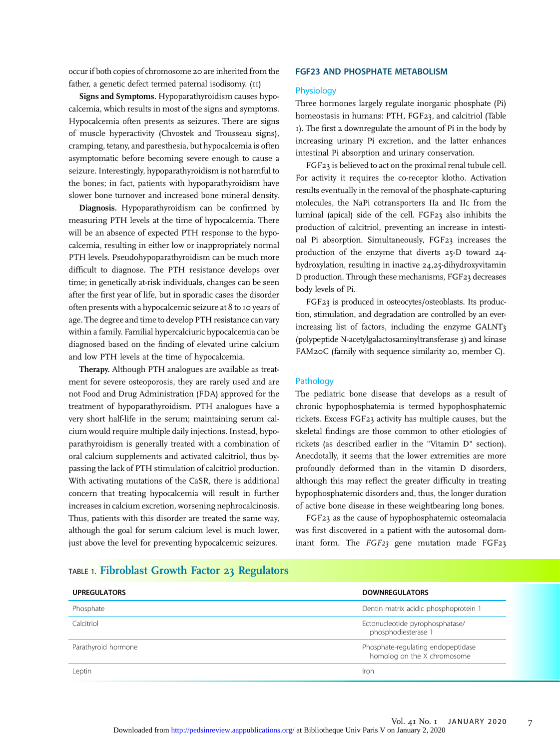occur if both copies of chromosome 20 are inherited from the father, a genetic defect termed paternal isodisomy. (11)

**Signs and Symptoms.** Hypoparathyroidism causes hypocalcemia, which results in most of the signs and symptoms. Hypocalcemia often presents as seizures. There are signs of muscle hyperactivity (Chvostek and Trousseau signs), cramping, tetany, and paresthesia, but hypocalcemia is often asymptomatic before becoming severe enough to cause a seizure. Interestingly, hypoparathyroidism is not harmful to the bones; in fact, patients with hypoparathyroidism have slower bone turnover and increased bone mineral density.

**Diagnosis.** Hypoparathyroidism can be confirmed by measuring PTH levels at the time of hypocalcemia. There will be an absence of expected PTH response to the hypocalcemia, resulting in either low or inappropriately normal PTH levels. Pseudohypoparathyroidism can be much more difficult to diagnose. The PTH resistance develops over time; in genetically at-risk individuals, changes can be seen after the first year of life, but in sporadic cases the disorder often presents with a hypocalcemic seizure at 8 to 10 years of age. The degree and time to develop PTH resistance can vary within a family. Familial hypercalciuric hypocalcemia can be diagnosed based on the finding of elevated urine calcium and low PTH levels at the time of hypocalcemia.

**Therapy.** Although PTH analogues are available as treatment for severe osteoporosis, they are rarely used and are not Food and Drug Administration (FDA) approved for the treatment of hypoparathyroidism. PTH analogues have a very short half-life in the serum; maintaining serum calcium would require multiple daily injections. Instead, hypoparathyroidism is generally treated with a combination of oral calcium supplements and activated calcitriol, thus bypassing the lack of PTH stimulation of calcitriol production. With activating mutations of the CaSR, there is additional concern that treating hypocalcemia will result in further increases in calcium excretion, worsening nephrocalcinosis. Thus, patients with this disorder are treated the same way, although the goal for serum calcium level is much lower, just above the level for preventing hypocalcemic seizures.

## FGF23 AND PHOSPHATE METABOLISM

### Physiology

Three hormones largely regulate inorganic phosphate (Pi) homeostasis in humans: PTH, FGF23, and calcitriol (Table 1). The first 2 downregulate the amount of Pi in the body by increasing urinary Pi excretion, and the latter enhances intestinal Pi absorption and urinary conservation.

FGF23 is believed to act on the proximal renal tubule cell. For activity it requires the co-receptor klotho. Activation results eventually in the removal of the phosphate-capturing molecules, the NaPi cotransporters IIa and IIc from the luminal (apical) side of the cell. FGF23 also inhibits the production of calcitriol, preventing an increase in intestinal Pi absorption. Simultaneously, FGF23 increases the production of the enzyme that diverts 25-D toward 24-hydroxylation, resulting in inactive 24,25-dihydroxyvitamin D production. Through these mechanisms, FGF23 decreases body levels of Pi.

FGF23 is produced in osteocytes/osteoblasts. Its production, stimulation, and degradation are controlled by an ever-increasing list of factors, including the enzyme GALNT3 (polypeptide N-acetylgalactosaminyltransferase 3) and kinase FAM20C (family with sequence similarity 20, member C).

### Pathology

The pediatric bone disease that develops as a result of chronic hypophosphatemia is termed hypophosphatemic rickets. Excess FGF23 activity has multiple causes, but the skeletal findings are those common to other etiologies of rickets (as described earlier in the "Vitamin D" section). Anecdotally, it seems that the lower extremities are more profoundly deformed than in the vitamin D disorders, although this may reflect the greater difficulty in treating hypophosphatemic disorders and, thus, the longer duration of active bone disease in these weightbearing long bones.

FGF23 as the cause of hypophosphatemic osteomalacia was first discovered in a patient with the autosomal dominant form. The *FGF23* gene mutation made FGF23

TABLE 1. **Fibroblast Growth Factor 23 Regulators**

| UPREGULATORS | DOWNREGULATORS |
|---|---|
| Phosphate | Dentin matrix acidic phosphoprotein 1 |
| Calcitriol | Ectonucleotide pyrophosphatase/ phosphodiesterase 1 |
| Parathyroid hormone | Phosphate-regulating endopeptidase homolog on the X chromosome |
| Leptin | Iron |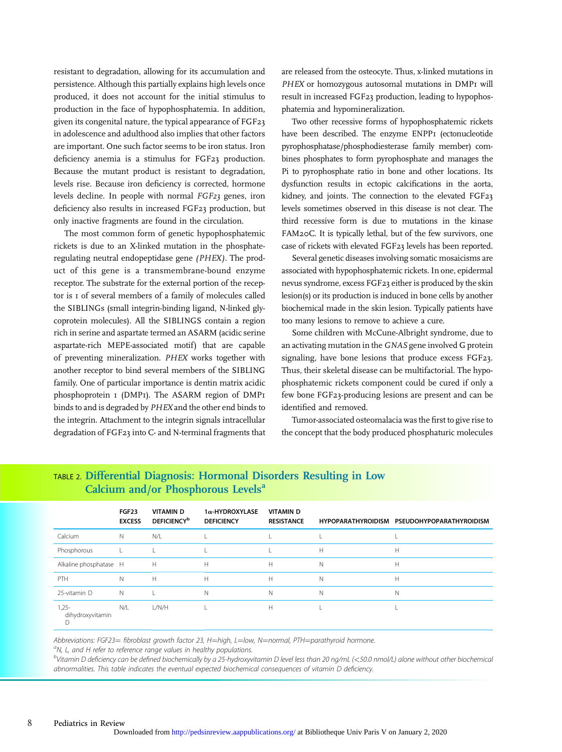resistant to degradation, allowing for its accumulation and persistence. Although this partially explains high levels once produced, it does not account for the initial stimulus to production in the face of hypophosphatemia. In addition, given its congenital nature, the typical appearance of FGF23 in adolescence and adulthood also implies that other factors are important. One such factor seems to be iron status. Iron deficiency anemia is a stimulus for FGF23 production. Because the mutant product is resistant to degradation, levels rise. Because iron deficiency is corrected, hormone levels decline. In people with normal *FGF23* genes, iron deficiency also results in increased FGF23 production, but only inactive fragments are found in the circulation.

The most common form of genetic hypophosphatemic rickets is due to an X-linked mutation in the phosphate-regulating neutral endopeptidase gene *(PHEX)*. The product of this gene is a transmembrane-bound enzyme receptor. The substrate for the external portion of the receptor is 1 of several members of a family of molecules called the SIBLINGs (small integrin-binding ligand, N-linked glycoprotein molecules). All the SIBLINGS contain a region rich in serine and aspartate termed an ASARM (acidic serine aspartate-rich MEPE-associated motif) that are capable of preventing mineralization. *PHEX* works together with another receptor to bind several members of the SIBLING family. One of particular importance is dentin matrix acidic phosphoprotein 1 (DMP1). The ASARM region of DMP1 binds to and is degraded by *PHEX* and the other end binds to the integrin. Attachment to the integrin signals intracellular degradation of FGF23 into C- and N-terminal fragments that are released from the osteocyte. Thus, x-linked mutations in *PHEX* or homozygous autosomal mutations in DMP1 will result in increased FGF23 production, leading to hypophosphatemia and hypomineralization.

Two other recessive forms of hypophosphatemic rickets have been described. The enzyme ENPP1 (ectonucleotide pyrophosphatase/phosphodiesterase family member) combines phosphates to form pyrophosphate and manages the Pi to pyrophosphate ratio in bone and other locations. Its dysfunction results in ectopic calcifications in the aorta, kidney, and joints. The connection to the elevated FGF23 levels sometimes observed in this disease is not clear. The third recessive form is due to mutations in the kinase FAM20C. It is typically lethal, but of the few survivors, one case of rickets with elevated FGF23 levels has been reported.

Several genetic diseases involving somatic mosaicisms are associated with hypophosphatemic rickets. In one, epidermal nevus syndrome, excess FGF23 either is produced by the skin lesion(s) or its production is induced in bone cells by another biochemical made in the skin lesion. Typically patients have too many lesions to remove to achieve a cure.

Some children with McCune-Albright syndrome, due to an activating mutation in the *GNAS* gene involved G protein signaling, have bone lesions that produce excess FGF23. Thus, their skeletal disease can be multifactorial. The hypophosphatemic rickets component could be cured if only a few bone FGF23-producing lesions are present and can be identified and removed.

Tumor-associated osteomalacia was the first to give rise to the concept that the body produced phosphaturic molecules

TABLE 2. **Differential Diagnosis: Hormonal Disorders Resulting in Low Calcium and/or Phosphorous Levels**[a]

| | FGF23 EXCESS | VITAMIN D DEFICIENCY[b] | 1α-HYDROXYLASE DEFICIENCY | VITAMIN D RESISTANCE | HYPOPARATHYROIDISM | PSEUDOHYPOPARATHYROIDISM |
|---|---|---|---|---|---|---|
| Calcium | N | N/L | L | L | L | L |
| Phosphorous | L | L | L | L | H | H |
| Alkaline phosphatase | H | H | H | H | N | H |
| PTH | N | H | H | H | N | H |
| 25-vitamin D | N | L | N | N | N | N |
| 1,25-dihydroxyvitamin D | N/L | L/N/H | L | H | L | L |

*Abbreviations: FGF23= fibroblast growth factor 23, H=high, L=low, N=normal, PTH=parathyroid hormone.*

[a]*N, L, and H refer to reference range values in healthy populations.*

[b]*Vitamin D deficiency can be defined biochemically by a 25-hydroxyvitamin D level less than 20 ng/mL (<50.0 nmol/L) alone without other biochemical abnormalities. This table indicates the eventual expected biochemical consequences of vitamin D deficiency.*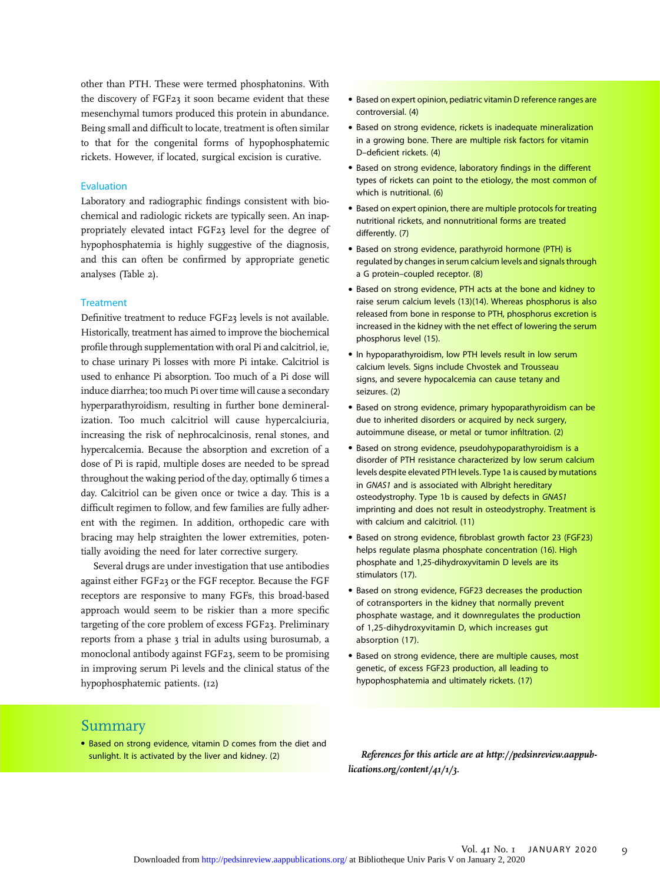other than PTH. These were termed phosphatonins. With the discovery of FGF23 it soon became evident that these mesenchymal tumors produced this protein in abundance. Being small and difficult to locate, treatment is often similar to that for the congenital forms of hypophosphatemic rickets. However, if located, surgical excision is curative.

### Evaluation

Laboratory and radiographic findings consistent with biochemical and radiologic rickets are typically seen. An inappropriately elevated intact FGF23 level for the degree of hypophosphatemia is highly suggestive of the diagnosis, and this can often be confirmed by appropriate genetic analyses (Table 2).

### Treatment

Definitive treatment to reduce FGF23 levels is not available. Historically, treatment has aimed to improve the biochemical profile through supplementation with oral Pi and calcitriol, ie, to chase urinary Pi losses with more Pi intake. Calcitriol is used to enhance Pi absorption. Too much of a Pi dose will induce diarrhea; too much Pi over time will cause a secondary hyperparathyroidism, resulting in further bone demineralization. Too much calcitriol will cause hypercalciuria, increasing the risk of nephrocalcinosis, renal stones, and hypercalcemia. Because the absorption and excretion of a dose of Pi is rapid, multiple doses are needed to be spread throughout the waking period of the day, optimally 6 times a day. Calcitriol can be given once or twice a day. This is a difficult regimen to follow, and few families are fully adherent with the regimen. In addition, orthopedic care with bracing may help straighten the lower extremities, potentially avoiding the need for later corrective surgery.

Several drugs are under investigation that use antibodies against either FGF23 or the FGF receptor. Because the FGF receptors are responsive to many FGFs, this broad-based approach would seem to be riskier than a more specific targeting of the core problem of excess FGF23. Preliminary reports from a phase 3 trial in adults using burosumab, a monoclonal antibody against FGF23, seem to be promising in improving serum Pi levels and the clinical status of the hypophosphatemic patients. (12)

## Summary

- Based on strong evidence, vitamin D comes from the diet and sunlight. It is activated by the liver and kidney. (2)
- Based on expert opinion, pediatric vitamin D reference ranges are controversial. (4)
- Based on strong evidence, rickets is inadequate mineralization in a growing bone. There are multiple risk factors for vitamin D–deficient rickets. (4)
- Based on strong evidence, laboratory findings in the different types of rickets can point to the etiology, the most common of which is nutritional. (6)
- Based on expert opinion, there are multiple protocols for treating nutritional rickets, and nonnutritional forms are treated differently. (7)
- Based on strong evidence, parathyroid hormone (PTH) is regulated by changes in serum calcium levels and signals through a G protein–coupled receptor. (8)
- Based on strong evidence, PTH acts at the bone and kidney to raise serum calcium levels (13)(14). Whereas phosphorus is also released from bone in response to PTH, phosphorus excretion is increased in the kidney with the net effect of lowering the serum phosphorus level (15).
- In hypoparathyroidism, low PTH levels result in low serum calcium levels. Signs include Chvostek and Trousseau signs, and severe hypocalcemia can cause tetany and seizures. (2)
- Based on strong evidence, primary hypoparathyroidism can be due to inherited disorders or acquired by neck surgery, autoimmune disease, or metal or tumor infiltration. (2)
- Based on strong evidence, pseudohypoparathyroidism is a disorder of PTH resistance characterized by low serum calcium levels despite elevated PTH levels. Type 1a is caused by mutations in *GNAS1* and is associated with Albright hereditary osteodystrophy. Type 1b is caused by defects in *GNAS1* imprinting and does not result in osteodystrophy. Treatment is with calcium and calcitriol. (11)
- Based on strong evidence, fibroblast growth factor 23 (FGF23) helps regulate plasma phosphate concentration (16). High phosphate and 1,25-dihydroxyvitamin D levels are its stimulators (17).
- Based on strong evidence, FGF23 decreases the production of cotransporters in the kidney that normally prevent phosphate wastage, and it downregulates the production of 1,25-dihydroxyvitamin D, which increases gut absorption (17).
- Based on strong evidence, there are multiple causes, most genetic, of excess FGF23 production, all leading to hypophosphatemia and ultimately rickets. (17)

*References for this article are at http://pedsinreview.aappublications.org/content/41/1/3.*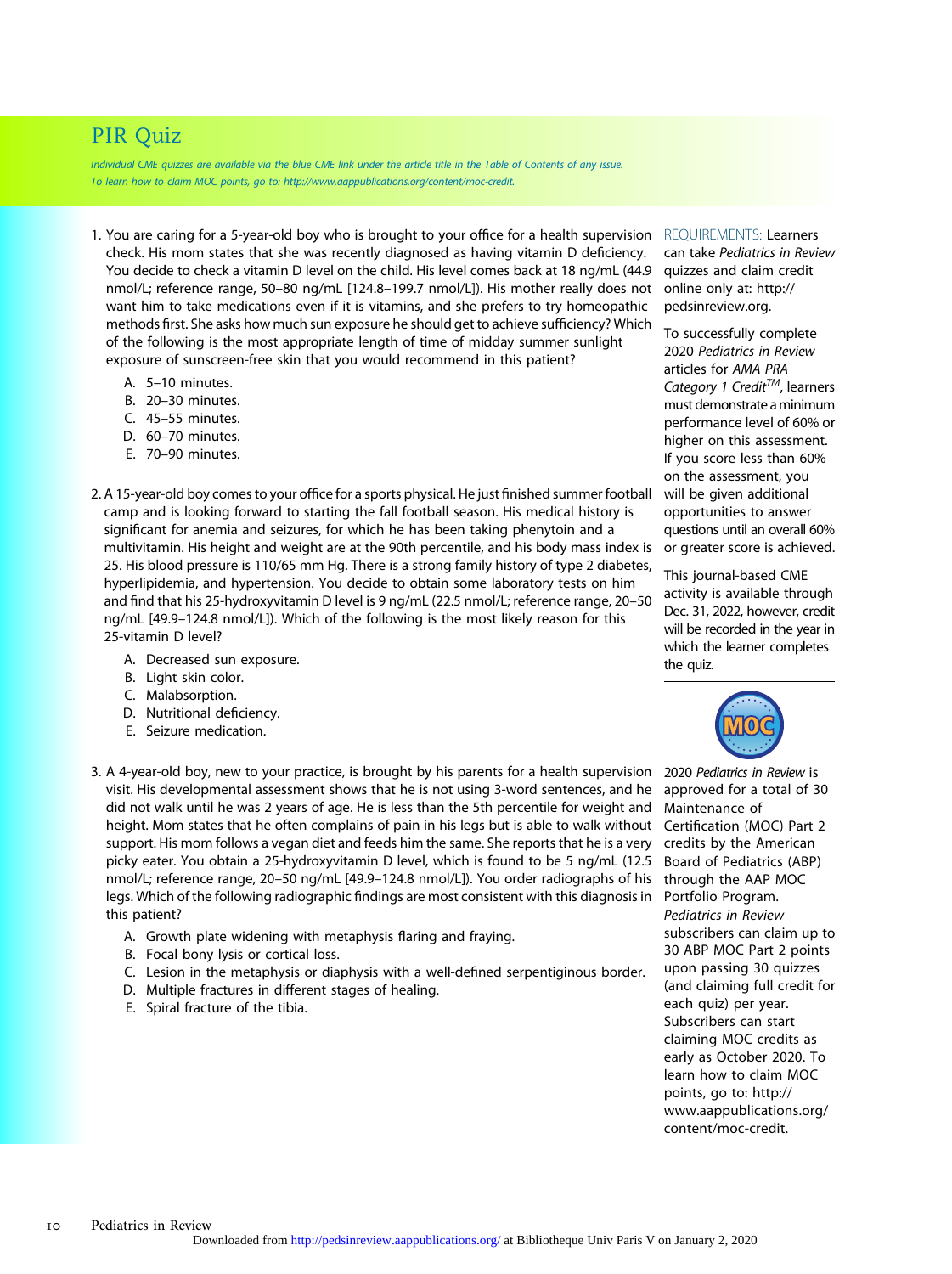# PIR Quiz

*Individual CME quizzes are available via the blue CME link under the article title in the Table of Contents of any issue.*
*To learn how to claim MOC points, go to: http://www.aappublications.org/content/moc-credit.*

1. You are caring for a 5-year-old boy who is brought to your office for a health supervision check. His mom states that she was recently diagnosed as having vitamin D deficiency. You decide to check a vitamin D level on the child. His level comes back at 18 ng/mL (44.9 nmol/L; reference range, 50–80 ng/mL [124.8–199.7 nmol/L]). His mother really does not want him to take medications even if it is vitamins, and she prefers to try homeopathic methods first. She asks how much sun exposure he should get to achieve sufficiency? Which of the following is the most appropriate length of time of midday summer sunlight exposure of sunscreen-free skin that you would recommend in this patient?

   A. 5–10 minutes.
   B. 20–30 minutes.
   C. 45–55 minutes.
   D. 60–70 minutes.
   E. 70–90 minutes.

2. A 15-year-old boy comes to your office for a sports physical. He just finished summer football camp and is looking forward to starting the fall football season. His medical history is significant for anemia and seizures, for which he has been taking phenytoin and a multivitamin. His height and weight are at the 90th percentile, and his body mass index is 25. His blood pressure is 110/65 mm Hg. There is a strong family history of type 2 diabetes, hyperlipidemia, and hypertension. You decide to obtain some laboratory tests on him and find that his 25-hydroxyvitamin D level is 9 ng/mL (22.5 nmol/L; reference range, 20–50 ng/mL [49.9–124.8 nmol/L]). Which of the following is the most likely reason for this 25-vitamin D level?

   A. Decreased sun exposure.
   B. Light skin color.
   C. Malabsorption.
   D. Nutritional deficiency.
   E. Seizure medication.

3. A 4-year-old boy, new to your practice, is brought by his parents for a health supervision visit. His developmental assessment shows that he is not using 3-word sentences, and he did not walk until he was 2 years of age. He is less than the 5th percentile for weight and height. Mom states that he often complains of pain in his legs but is able to walk without support. His mom follows a vegan diet and feeds him the same. She reports that he is a very picky eater. You obtain a 25-hydroxyvitamin D level, which is found to be 5 ng/mL (12.5 nmol/L; reference range, 20–50 ng/mL [49.9–124.8 nmol/L]). You order radiographs of his legs. Which of the following radiographic findings are most consistent with this diagnosis in this patient?

   A. Growth plate widening with metaphysis flaring and fraying.
   B. Focal bony lysis or cortical loss.
   C. Lesion in the metaphysis or diaphysis with a well-defined serpentiginous border.
   D. Multiple fractures in different stages of healing.
   E. Spiral fracture of the tibia.

REQUIREMENTS: Learners can take *Pediatrics in Review* quizzes and claim credit online only at: http://pedsinreview.org.

To successfully complete 2020 *Pediatrics in Review* articles for *AMA PRA Category 1 Credit*™, learners must demonstrate a minimum performance level of 60% or higher on this assessment. If you score less than 60% on the assessment, you will be given additional opportunities to answer questions until an overall 60% or greater score is achieved.

This journal-based CME activity is available through Dec. 31, 2022, however, credit will be recorded in the year in which the learner completes the quiz.

2020 *Pediatrics in Review* is approved for a total of 30 Maintenance of Certification (MOC) Part 2 credits by the American Board of Pediatrics (ABP) through the AAP MOC Portfolio Program. *Pediatrics in Review* subscribers can claim up to 30 ABP MOC Part 2 points upon passing 30 quizzes (and claiming full credit for each quiz) per year. Subscribers can start claiming MOC credits as early as October 2020. To learn how to claim MOC points, go to: http://www.aappublications.org/content/moc-credit.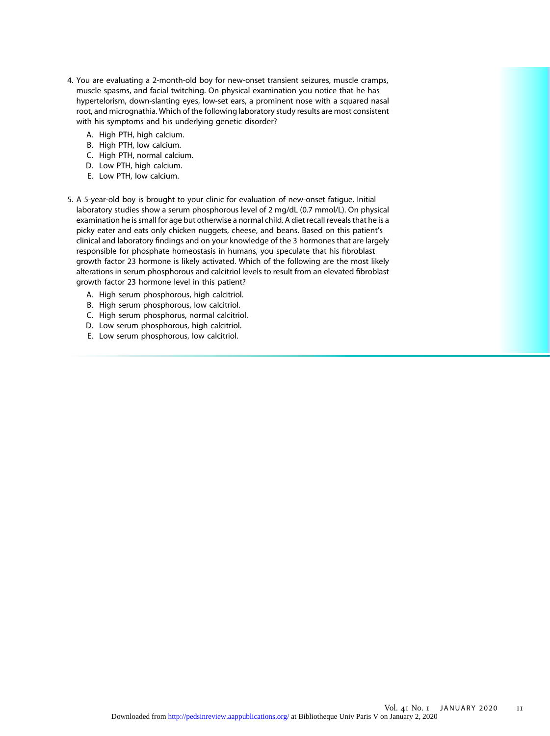4. You are evaluating a 2-month-old boy for new-onset transient seizures, muscle cramps, muscle spasms, and facial twitching. On physical examination you notice that he has hypertelorism, down-slanting eyes, low-set ears, a prominent nose with a squared nasal root, and micrognathia. Which of the following laboratory study results are most consistent with his symptoms and his underlying genetic disorder?

   A. High PTH, high calcium.
   B. High PTH, low calcium.
   C. High PTH, normal calcium.
   D. Low PTH, high calcium.
   E. Low PTH, low calcium.

5. A 5-year-old boy is brought to your clinic for evaluation of new-onset fatigue. Initial laboratory studies show a serum phosphorous level of 2 mg/dL (0.7 mmol/L). On physical examination he is small for age but otherwise a normal child. A diet recall reveals that he is a picky eater and eats only chicken nuggets, cheese, and beans. Based on this patient's clinical and laboratory findings and on your knowledge of the 3 hormones that are largely responsible for phosphate homeostasis in humans, you speculate that his fibroblast growth factor 23 hormone is likely activated. Which of the following are the most likely alterations in serum phosphorous and calcitriol levels to result from an elevated fibroblast growth factor 23 hormone level in this patient?

   A. High serum phosphorous, high calcitriol.
   B. High serum phosphorous, low calcitriol.
   C. High serum phosphorus, normal calcitriol.
   D. Low serum phosphorous, high calcitriol.
   E. Low serum phosphorous, low calcitriol.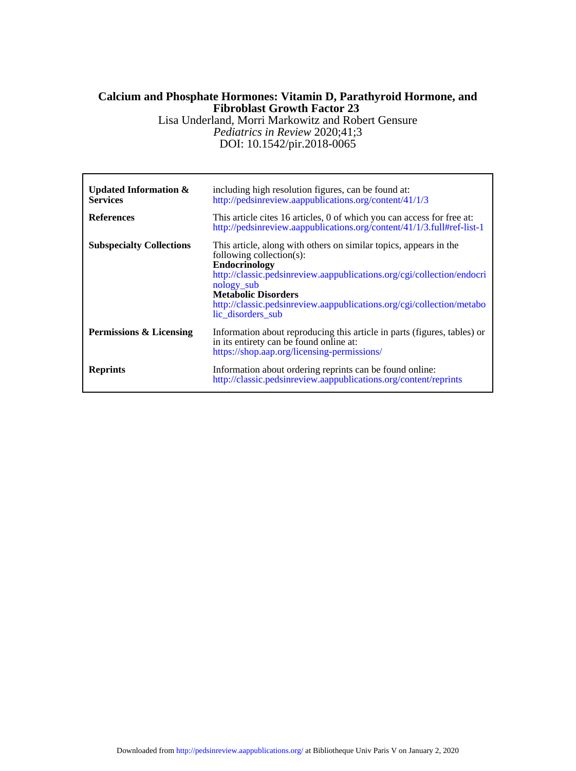# Calcium and Phosphate Hormones: Vitamin D, Parathyroid Hormone, and Fibroblast Growth Factor 23

Lisa Underland, Morri Markowitz and Robert Gensure

*Pediatrics in Review* 2020;41;3

DOI: 10.1542/pir.2018-0065

| | |
|---|---|
| **Updated Information & Services** | including high resolution figures, can be found at: http://pedsinreview.aappublications.org/content/41/1/3 |
| **References** | This article cites 16 articles, 0 of which you can access for free at: http://pedsinreview.aappublications.org/content/41/1/3.full#ref-list-1 |
| **Subspecialty Collections** | This article, along with others on similar topics, appears in the following collection(s): **Endocrinology** http://classic.pedsinreview.aappublications.org/cgi/collection/endocrinology_sub **Metabolic Disorders** http://classic.pedsinreview.aappublications.org/cgi/collection/metabolic_disorders_sub |
| **Permissions & Licensing** | Information about reproducing this article in parts (figures, tables) or in its entirety can be found online at: https://shop.aap.org/licensing-permissions/ |
| **Reprints** | Information about ordering reprints can be found online: http://classic.pedsinreview.aappublications.org/content/reprints |

Downloaded from http://pedsinreview.aappublications.org/ at Bibliotheque Univ Paris V on January 2, 2020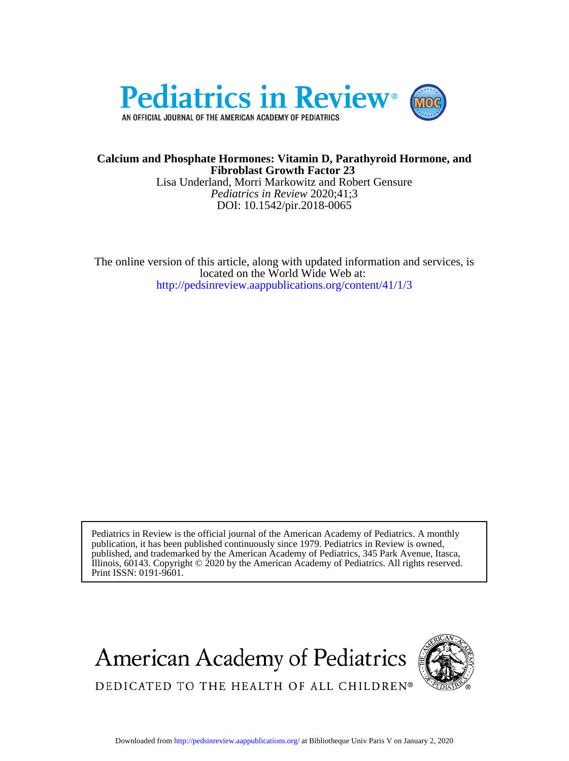# Calcium and Phosphate Hormones: Vitamin D, Parathyroid Hormone, and Fibroblast Growth Factor 23

Lisa Underland, Morri Markowitz and Robert Gensure

*Pediatrics in Review* 2020;41;3

DOI: 10.1542/pir.2018-0065

The online version of this article, along with updated information and services, is located on the World Wide Web at:

http://pedsinreview.aappublications.org/content/41/1/3

Pediatrics in Review is the official journal of the American Academy of Pediatrics. A monthly publication, it has been published continuously since 1979. Pediatrics in Review is owned, published, and trademarked by the American Academy of Pediatrics, 345 Park Avenue, Itasca, Illinois, 60143. Copyright © 2020 by the American Academy of Pediatrics. All rights reserved. Print ISSN: 0191-9601.

American Academy of Pediatrics

DEDICATED TO THE HEALTH OF ALL CHILDREN®

Downloaded from http://pedsinreview.aappublications.org/ at Bibliotheque Univ Paris V on January 2, 2020